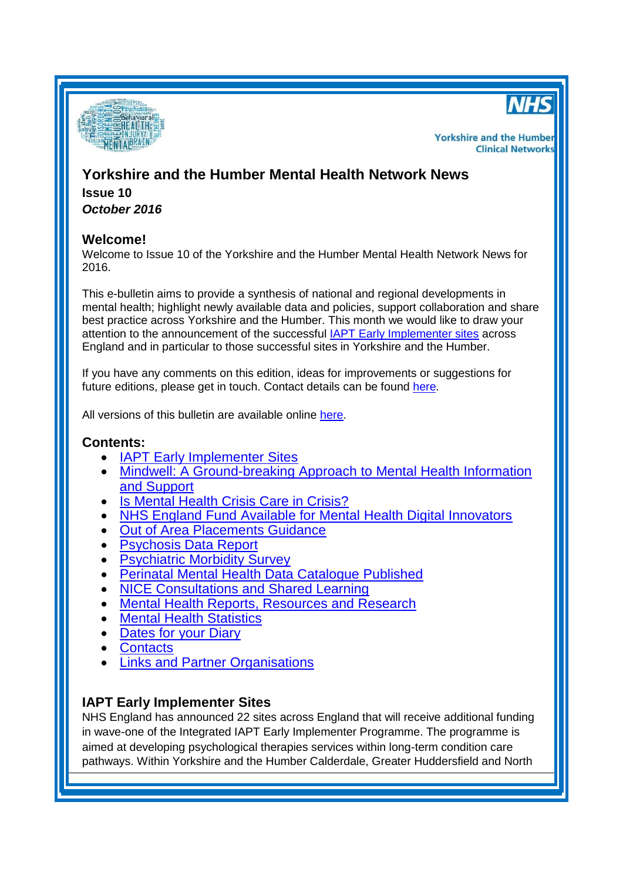Yorkshire and the Humber Clinical Networks

# Yorkshire and the Humber Mental Health Network News

**Issue 10**

***October 2016***

## Welcome!

Welcome to Issue 10 of the Yorkshire and the Humber Mental Health Network News for 2016.

This e-bulletin aims to provide a synthesis of national and regional developments in mental health; highlight newly available data and policies, support collaboration and share best practice across Yorkshire and the Humber. This month we would like to draw your attention to the announcement of the successful IAPT Early Implementer sites across England and in particular to those successful sites in Yorkshire and the Humber.

If you have any comments on this edition, ideas for improvements or suggestions for future editions, please get in touch. Contact details can be found here.

All versions of this bulletin are available online here.

## Contents:

- IAPT Early Implementer Sites
- Mindwell: A Ground-breaking Approach to Mental Health Information and Support
- Is Mental Health Crisis Care in Crisis?
- NHS England Fund Available for Mental Health Digital Innovators
- Out of Area Placements Guidance
- Psychosis Data Report
- Psychiatric Morbidity Survey
- Perinatal Mental Health Data Catalogue Published
- NICE Consultations and Shared Learning
- Mental Health Reports, Resources and Research
- Mental Health Statistics
- Dates for your Diary
- Contacts
- Links and Partner Organisations

## IAPT Early Implementer Sites

NHS England has announced 22 sites across England that will receive additional funding in wave-one of the Integrated IAPT Early Implementer Programme. The programme is aimed at developing psychological therapies services within long-term condition care pathways. Within Yorkshire and the Humber Calderdale, Greater Huddersfield and North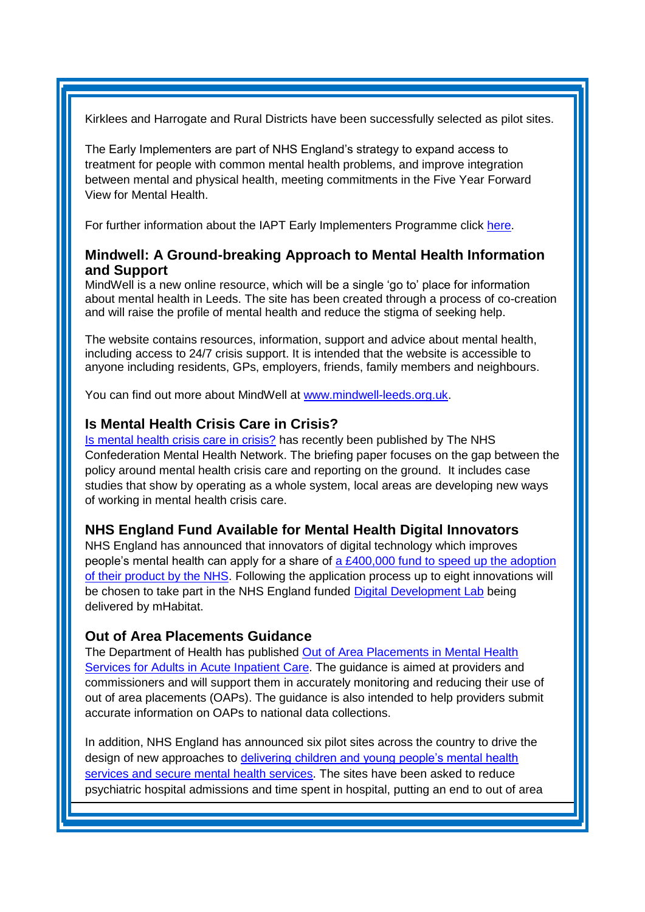Kirklees and Harrogate and Rural Districts have been successfully selected as pilot sites.

The Early Implementers are part of NHS England's strategy to expand access to treatment for people with common mental health problems, and improve integration between mental and physical health, meeting commitments in the Five Year Forward View for Mental Health.

For further information about the IAPT Early Implementers Programme click [here](#).

### Mindwell: A Ground-breaking Approach to Mental Health Information and Support

MindWell is a new online resource, which will be a single 'go to' place for information about mental health in Leeds. The site has been created through a process of co-creation and will raise the profile of mental health and reduce the stigma of seeking help.

The website contains resources, information, support and advice about mental health, including access to 24/7 crisis support. It is intended that the website is accessible to anyone including residents, GPs, employers, friends, family members and neighbours.

You can find out more about MindWell at [www.mindwell-leeds.org.uk](http://www.mindwell-leeds.org.uk).

### Is Mental Health Crisis Care in Crisis?

[Is mental health crisis care in crisis?](#) has recently been published by The NHS Confederation Mental Health Network. The briefing paper focuses on the gap between the policy around mental health crisis care and reporting on the ground. It includes case studies that show by operating as a whole system, local areas are developing new ways of working in mental health crisis care.

### NHS England Fund Available for Mental Health Digital Innovators

NHS England has announced that innovators of digital technology which improves people's mental health can apply for a share of [a £400,000 fund to speed up the adoption of their product by the NHS](#). Following the application process up to eight innovations will be chosen to take part in the NHS England funded [Digital Development Lab](#) being delivered by mHabitat.

### Out of Area Placements Guidance

The Department of Health has published [Out of Area Placements in Mental Health Services for Adults in Acute Inpatient Care](#). The guidance is aimed at providers and commissioners and will support them in accurately monitoring and reducing their use of out of area placements (OAPs). The guidance is also intended to help providers submit accurate information on OAPs to national data collections.

In addition, NHS England has announced six pilot sites across the country to drive the design of new approaches to [delivering children and young people's mental health services and secure mental health services](#). The sites have been asked to reduce psychiatric hospital admissions and time spent in hospital, putting an end to out of area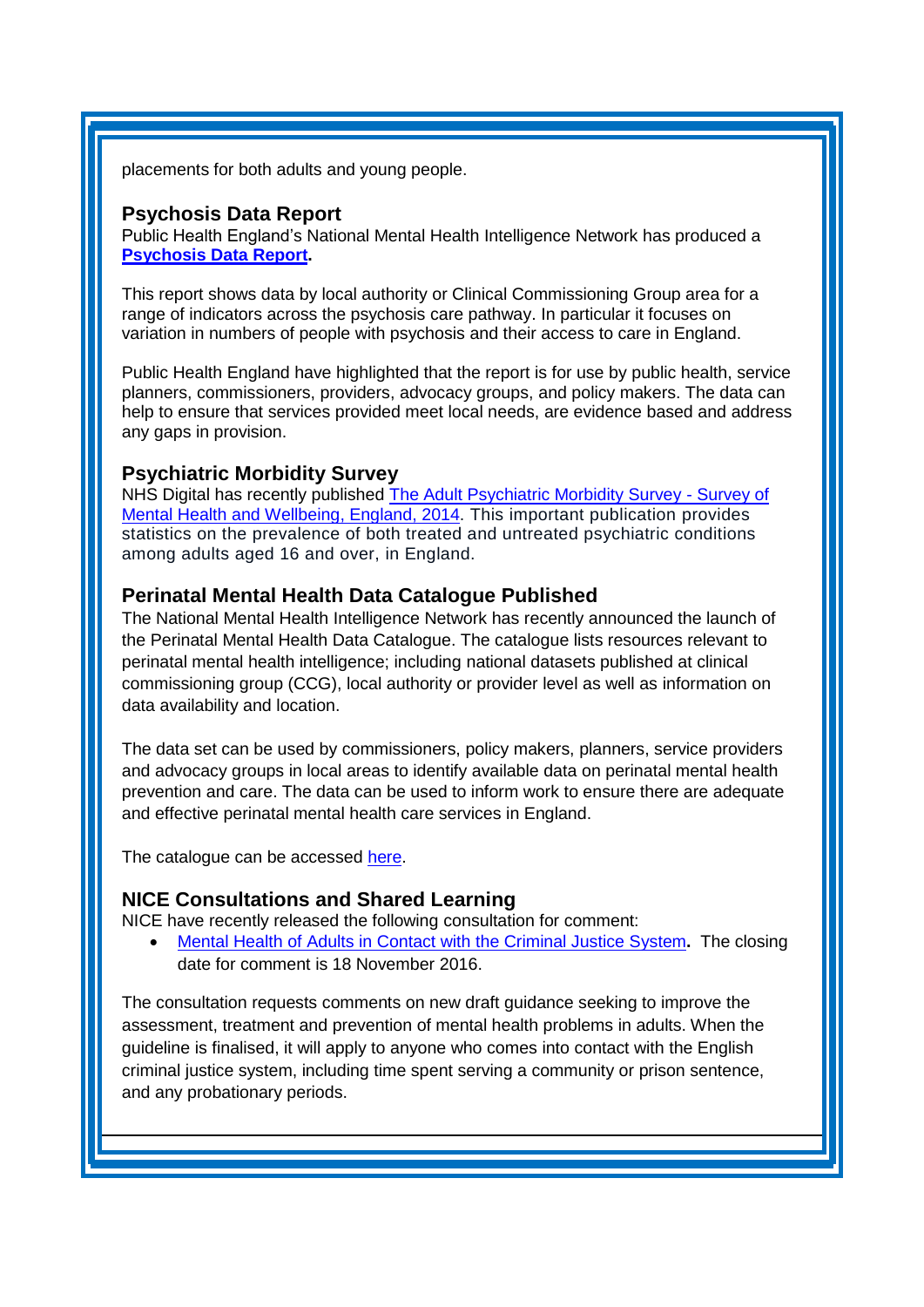placements for both adults and young people.

### Psychosis Data Report

Public Health England's National Mental Health Intelligence Network has produced a **Psychosis Data Report.**

This report shows data by local authority or Clinical Commissioning Group area for a range of indicators across the psychosis care pathway. In particular it focuses on variation in numbers of people with psychosis and their access to care in England.

Public Health England have highlighted that the report is for use by public health, service planners, commissioners, providers, advocacy groups, and policy makers. The data can help to ensure that services provided meet local needs, are evidence based and address any gaps in provision.

### Psychiatric Morbidity Survey

NHS Digital has recently published The Adult Psychiatric Morbidity Survey - Survey of Mental Health and Wellbeing, England, 2014. This important publication provides statistics on the prevalence of both treated and untreated psychiatric conditions among adults aged 16 and over, in England.

### Perinatal Mental Health Data Catalogue Published

The National Mental Health Intelligence Network has recently announced the launch of the Perinatal Mental Health Data Catalogue. The catalogue lists resources relevant to perinatal mental health intelligence; including national datasets published at clinical commissioning group (CCG), local authority or provider level as well as information on data availability and location.

The data set can be used by commissioners, policy makers, planners, service providers and advocacy groups in local areas to identify available data on perinatal mental health prevention and care. The data can be used to inform work to ensure there are adequate and effective perinatal mental health care services in England.

The catalogue can be accessed here.

### NICE Consultations and Shared Learning

NICE have recently released the following consultation for comment:

- Mental Health of Adults in Contact with the Criminal Justice System**.** The closing date for comment is 18 November 2016.

The consultation requests comments on new draft guidance seeking to improve the assessment, treatment and prevention of mental health problems in adults. When the guideline is finalised, it will apply to anyone who comes into contact with the English criminal justice system, including time spent serving a community or prison sentence, and any probationary periods.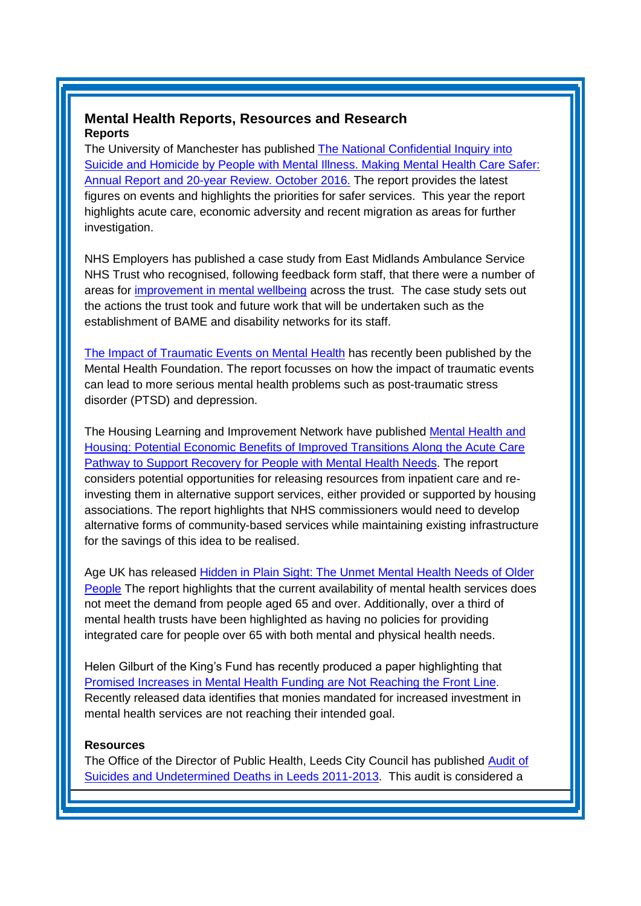## Mental Health Reports, Resources and Research

### Reports

The University of Manchester has published The National Confidential Inquiry into Suicide and Homicide by People with Mental Illness. Making Mental Health Care Safer: Annual Report and 20-year Review. October 2016. The report provides the latest figures on events and highlights the priorities for safer services. This year the report highlights acute care, economic adversity and recent migration as areas for further investigation.

NHS Employers has published a case study from East Midlands Ambulance Service NHS Trust who recognised, following feedback form staff, that there were a number of areas for improvement in mental wellbeing across the trust. The case study sets out the actions the trust took and future work that will be undertaken such as the establishment of BAME and disability networks for its staff.

The Impact of Traumatic Events on Mental Health has recently been published by the Mental Health Foundation. The report focusses on how the impact of traumatic events can lead to more serious mental health problems such as post-traumatic stress disorder (PTSD) and depression.

The Housing Learning and Improvement Network have published Mental Health and Housing: Potential Economic Benefits of Improved Transitions Along the Acute Care Pathway to Support Recovery for People with Mental Health Needs. The report considers potential opportunities for releasing resources from inpatient care and re-investing them in alternative support services, either provided or supported by housing associations. The report highlights that NHS commissioners would need to develop alternative forms of community-based services while maintaining existing infrastructure for the savings of this idea to be realised.

Age UK has released Hidden in Plain Sight: The Unmet Mental Health Needs of Older People The report highlights that the current availability of mental health services does not meet the demand from people aged 65 and over. Additionally, over a third of mental health trusts have been highlighted as having no policies for providing integrated care for people over 65 with both mental and physical health needs.

Helen Gilburt of the King's Fund has recently produced a paper highlighting that Promised Increases in Mental Health Funding are Not Reaching the Front Line. Recently released data identifies that monies mandated for increased investment in mental health services are not reaching their intended goal.

### Resources

The Office of the Director of Public Health, Leeds City Council has published Audit of Suicides and Undetermined Deaths in Leeds 2011-2013. This audit is considered a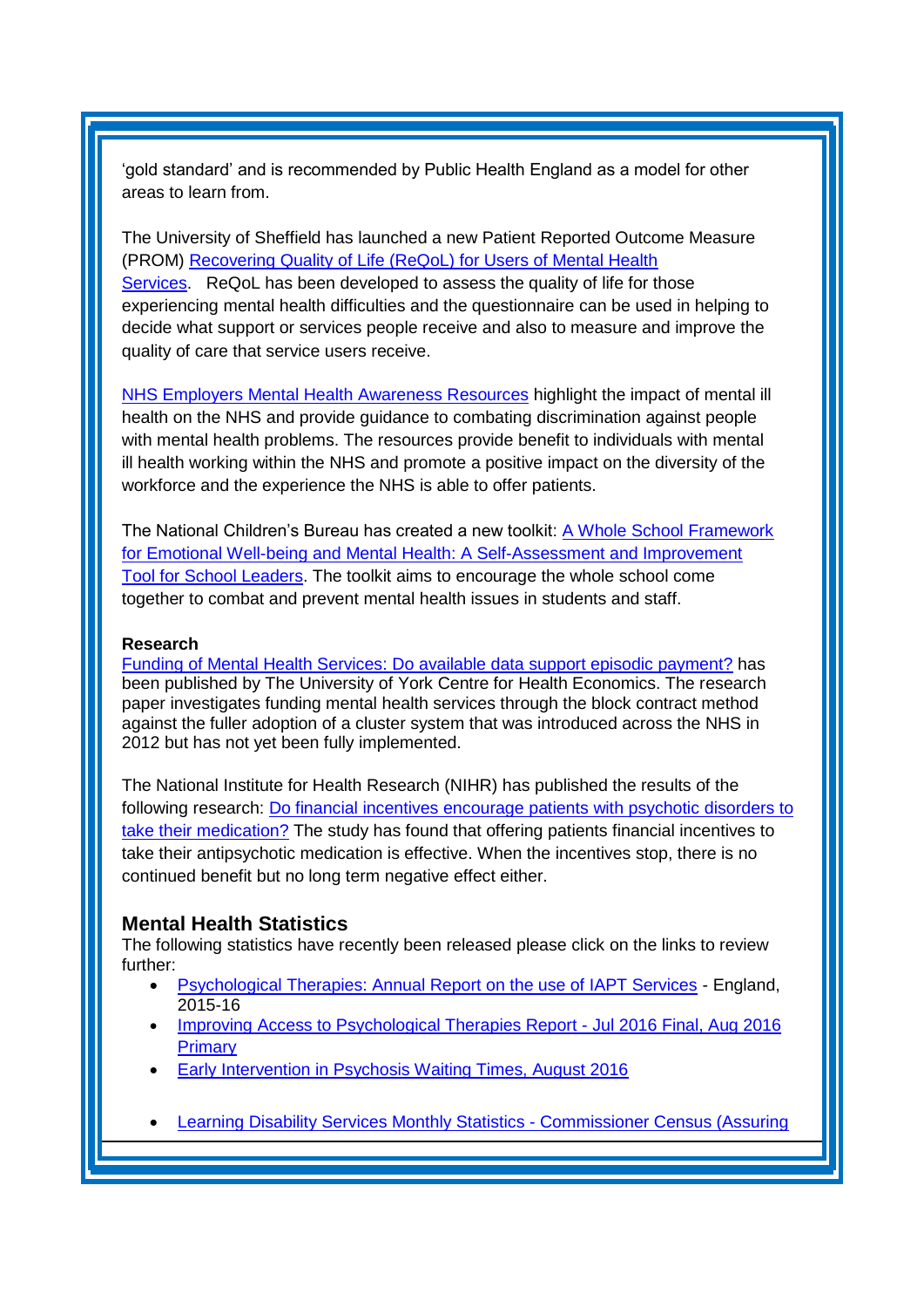'gold standard' and is recommended by Public Health England as a model for other areas to learn from.

The University of Sheffield has launched a new Patient Reported Outcome Measure (PROM) Recovering Quality of Life (ReQoL) for Users of Mental Health Services. ReQoL has been developed to assess the quality of life for those experiencing mental health difficulties and the questionnaire can be used in helping to decide what support or services people receive and also to measure and improve the quality of care that service users receive.

NHS Employers Mental Health Awareness Resources highlight the impact of mental ill health on the NHS and provide guidance to combating discrimination against people with mental health problems. The resources provide benefit to individuals with mental ill health working within the NHS and promote a positive impact on the diversity of the workforce and the experience the NHS is able to offer patients.

The National Children's Bureau has created a new toolkit: A Whole School Framework for Emotional Well-being and Mental Health: A Self-Assessment and Improvement Tool for School Leaders. The toolkit aims to encourage the whole school come together to combat and prevent mental health issues in students and staff.

**Research**

Funding of Mental Health Services: Do available data support episodic payment? has been published by The University of York Centre for Health Economics. The research paper investigates funding mental health services through the block contract method against the fuller adoption of a cluster system that was introduced across the NHS in 2012 but has not yet been fully implemented.

The National Institute for Health Research (NIHR) has published the results of the following research: Do financial incentives encourage patients with psychotic disorders to take their medication? The study has found that offering patients financial incentives to take their antipsychotic medication is effective. When the incentives stop, there is no continued benefit but no long term negative effect either.

## Mental Health Statistics

The following statistics have recently been released please click on the links to review further:

- Psychological Therapies: Annual Report on the use of IAPT Services - England, 2015-16
- Improving Access to Psychological Therapies Report - Jul 2016 Final, Aug 2016 Primary
- Early Intervention in Psychosis Waiting Times, August 2016
- Learning Disability Services Monthly Statistics - Commissioner Census (Assuring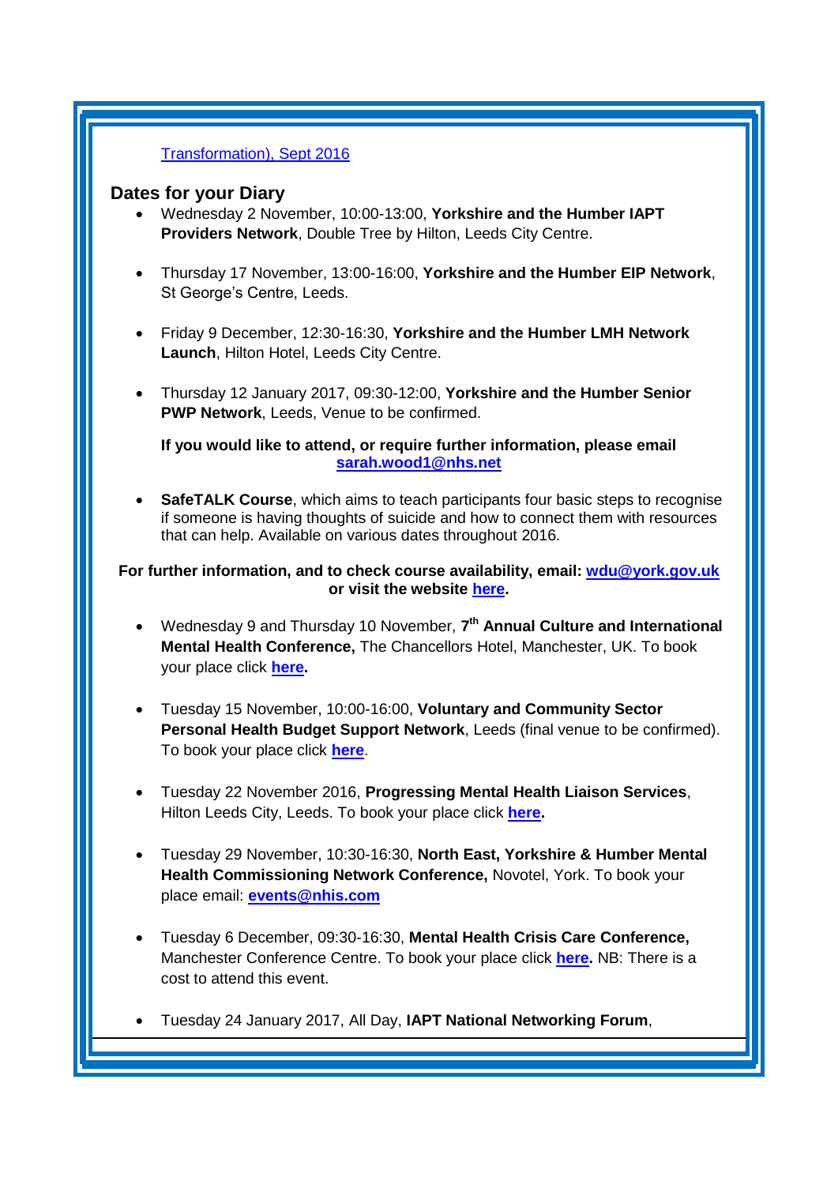[Transformation), Sept 2016](#)

## Dates for your Diary

- Wednesday 2 November, 10:00-13:00, **Yorkshire and the Humber IAPT Providers Network**, Double Tree by Hilton, Leeds City Centre.

- Thursday 17 November, 13:00-16:00, **Yorkshire and the Humber EIP Network**, St George's Centre, Leeds.

- Friday 9 December, 12:30-16:30, **Yorkshire and the Humber LMH Network Launch**, Hilton Hotel, Leeds City Centre.

- Thursday 12 January 2017, 09:30-12:00, **Yorkshire and the Humber Senior PWP Network**, Leeds, Venue to be confirmed.

  **If you would like to attend, or require further information, please email sarah.wood1@nhs.net**

- **SafeTALK Course**, which aims to teach participants four basic steps to recognise if someone is having thoughts of suicide and how to connect them with resources that can help. Available on various dates throughout 2016.

**For further information, and to check course availability, email: wdu@york.gov.uk or visit the website here.**

- Wednesday 9 and Thursday 10 November, **7th Annual Culture and International Mental Health Conference,** The Chancellors Hotel, Manchester, UK. To book your place click **here.**

- Tuesday 15 November, 10:00-16:00, **Voluntary and Community Sector Personal Health Budget Support Network**, Leeds (final venue to be confirmed). To book your place click **here**.

- Tuesday 22 November 2016, **Progressing Mental Health Liaison Services**, Hilton Leeds City, Leeds. To book your place click **here.**

- Tuesday 29 November, 10:30-16:30, **North East, Yorkshire & Humber Mental Health Commissioning Network Conference,** Novotel, York. To book your place email: **events@nhis.com**

- Tuesday 6 December, 09:30-16:30, **Mental Health Crisis Care Conference,** Manchester Conference Centre. To book your place click **here.** NB: There is a cost to attend this event.

- Tuesday 24 January 2017, All Day, **IAPT National Networking Forum**,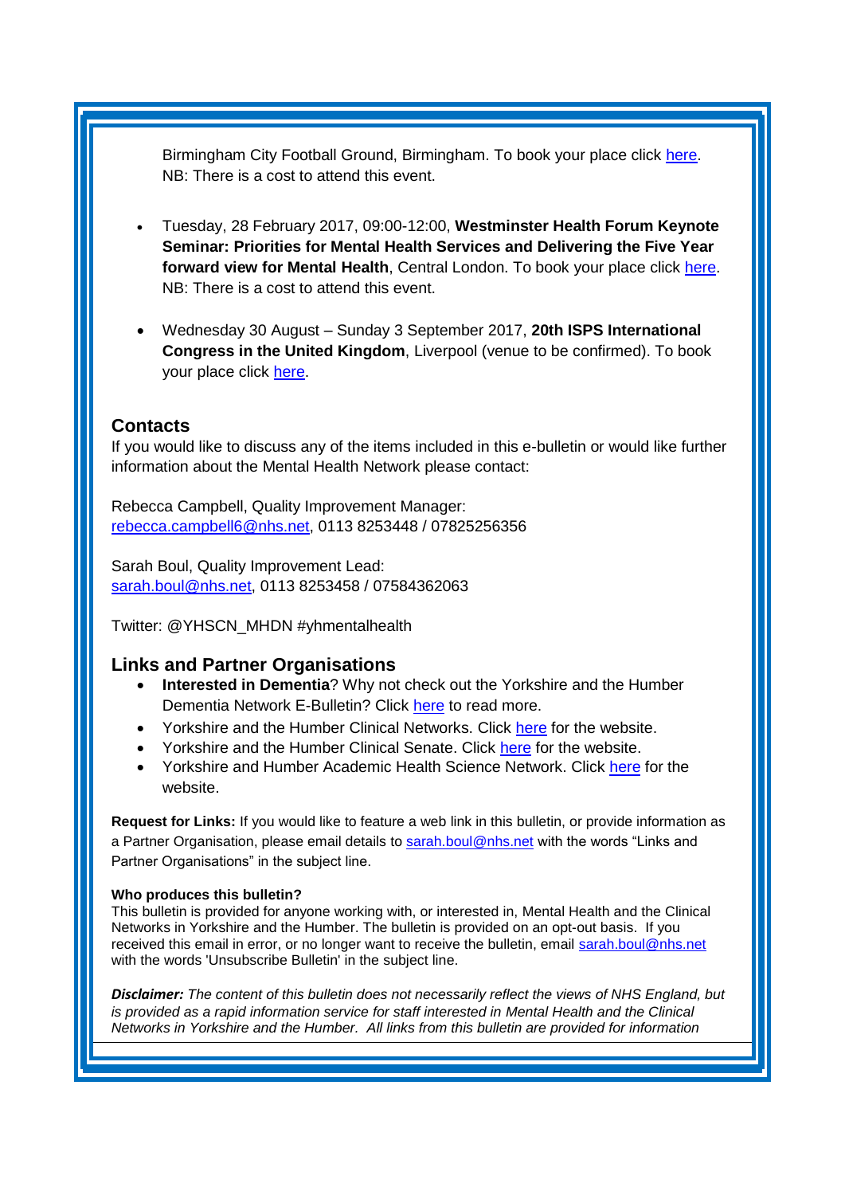Birmingham City Football Ground, Birmingham. To book your place click here. NB: There is a cost to attend this event.

- Tuesday, 28 February 2017, 09:00-12:00, **Westminster Health Forum Keynote Seminar: Priorities for Mental Health Services and Delivering the Five Year forward view for Mental Health**, Central London. To book your place click here. NB: There is a cost to attend this event.

- Wednesday 30 August – Sunday 3 September 2017, **20th ISPS International Congress in the United Kingdom**, Liverpool (venue to be confirmed). To book your place click here.

## Contacts

If you would like to discuss any of the items included in this e-bulletin or would like further information about the Mental Health Network please contact:

Rebecca Campbell, Quality Improvement Manager:
rebecca.campbell6@nhs.net, 0113 8253448 / 07825256356

Sarah Boul, Quality Improvement Lead:
sarah.boul@nhs.net, 0113 8253458 / 07584362063

Twitter: @YHSCN_MHDN #yhmentalhealth

## Links and Partner Organisations

- **Interested in Dementia**? Why not check out the Yorkshire and the Humber Dementia Network E-Bulletin? Click here to read more.
- Yorkshire and the Humber Clinical Networks. Click here for the website.
- Yorkshire and the Humber Clinical Senate. Click here for the website.
- Yorkshire and Humber Academic Health Science Network. Click here for the website.

**Request for Links:** If you would like to feature a web link in this bulletin, or provide information as a Partner Organisation, please email details to sarah.boul@nhs.net with the words "Links and Partner Organisations" in the subject line.

**Who produces this bulletin?**
This bulletin is provided for anyone working with, or interested in, Mental Health and the Clinical Networks in Yorkshire and the Humber. The bulletin is provided on an opt-out basis. If you received this email in error, or no longer want to receive the bulletin, email sarah.boul@nhs.net with the words 'Unsubscribe Bulletin' in the subject line.

***Disclaimer:*** *The content of this bulletin does not necessarily reflect the views of NHS England, but is provided as a rapid information service for staff interested in Mental Health and the Clinical Networks in Yorkshire and the Humber. All links from this bulletin are provided for information*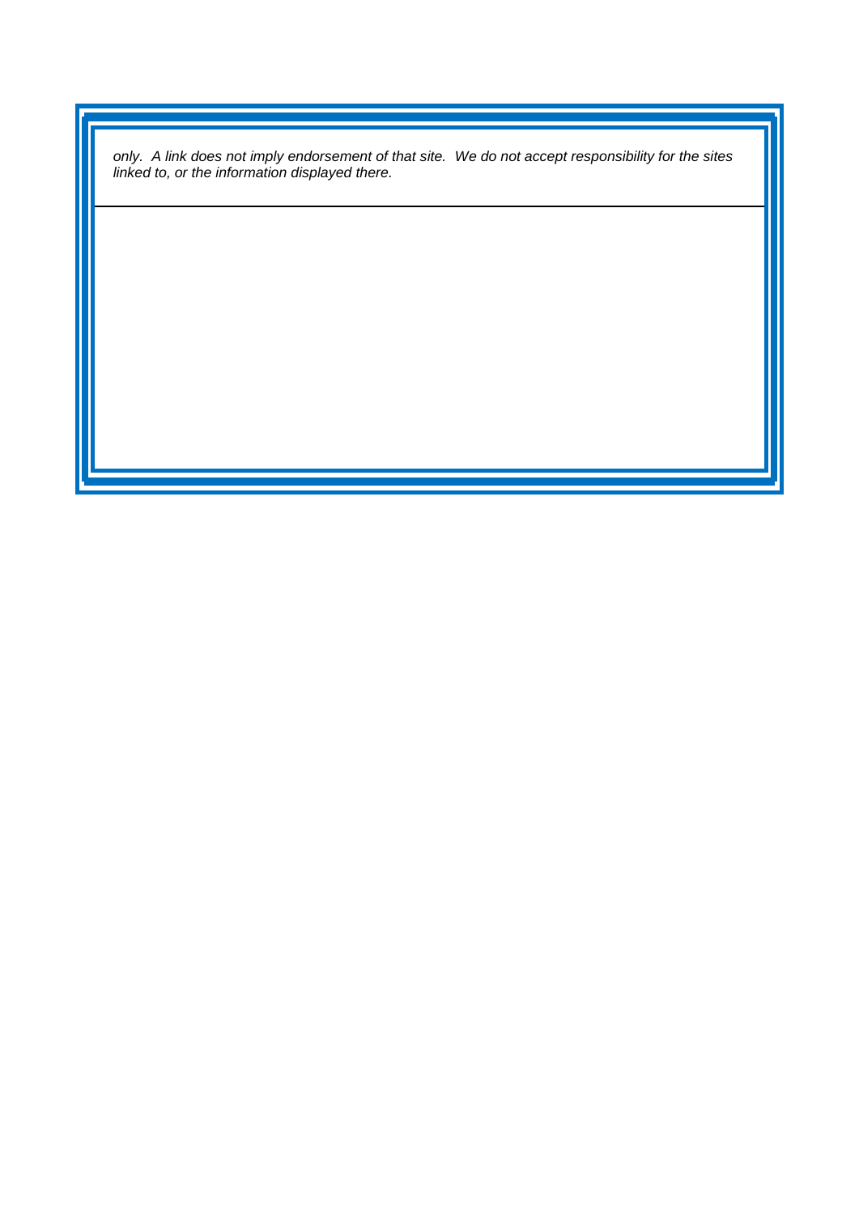*only. A link does not imply endorsement of that site. We do not accept responsibility for the sites linked to, or the information displayed there.*

---